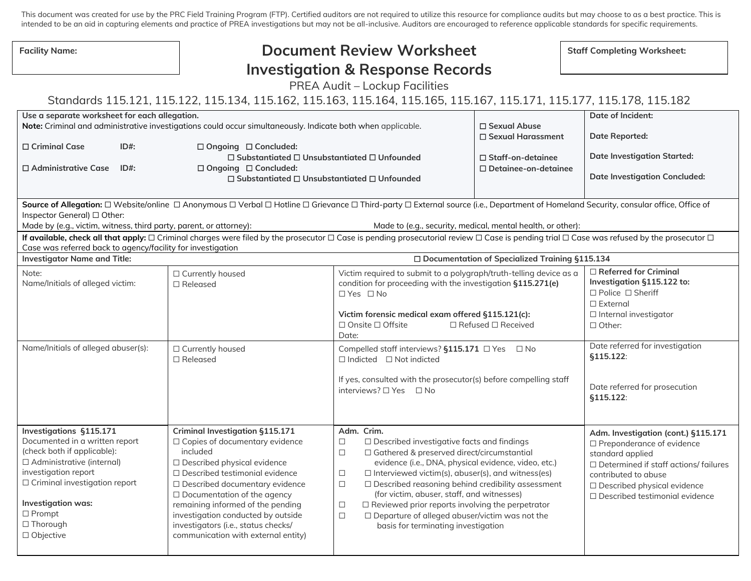This document was created for use by the PRC Field Training Program (FTP). Certified auditors are not required to utilize this resource for compliance audits but may choose to as a best practice. This is intended to be an aid in capturing elements and practice of PREA investigations but may not be all-inclusive. Auditors are encouraged to reference applicable standards for specific requirements.

**Facility Name:**

# Document Review Worksheet
# Investigation & Response Records

PREA Audit – Lockup Facilities

Standards 115.121, 115.122, 115.134, 115.162, 115.163, 115.164, 115.165, 115.167, 115.171, 115.177, 115.178, 115.182

**Staff Completing Worksheet:**

**Use a separate worksheet for each allegation.**
**Note:** Criminal and administrative investigations could occur simultaneously. Indicate both when applicable.

☐ **Criminal Case** ID#: ☐ Ongoing ☐ Concluded: ☐ Substantiated ☐ Unsubstantiated ☐ Unfounded

☐ **Administrative Case** ID#: ☐ Ongoing ☐ Concluded: ☐ Substantiated ☐ Unsubstantiated ☐ Unfounded

☐ **Sexual Abuse**
☐ **Sexual Harassment**

☐ **Staff-on-detainee**
☐ **Detainee-on-detainee**

**Date of Incident:**

**Date Reported:**

**Date Investigation Started:**

**Date Investigation Concluded:**

**Source of Allegation:** ☐ Website/online ☐ Anonymous ☐ Verbal ☐ Hotline ☐ Grievance ☐ Third-party ☐ External source (i.e., Department of Homeland Security, consular office, Office of Inspector General) ☐ Other:
Made by (e.g., victim, witness, third party, parent, or attorney): Made to (e.g., security, medical, mental health, or other):

**If available, check all that apply:** ☐ Criminal charges were filed by the prosecutor ☐ Case is pending prosecutorial review ☐ Case is pending trial ☐ Case was refused by the prosecutor ☐ Case was referred back to agency/facility for investigation

**Investigator Name and Title:** ☐ **Documentation of Specialized Training §115.134**

| | | | |
|---|---|---|---|
| Note:<br>Name/Initials of alleged victim: | ☐ Currently housed<br>☐ Released | Victim required to submit to a polygraph/truth-telling device as a condition for proceeding with the investigation **§115.271(e)**<br>☐ Yes ☐ No<br><br>**Victim forensic medical exam offered §115.121(c):**<br>☐ Onsite ☐ Offsite ☐ Refused ☐ Received<br>Date: | ☐ **Referred for Criminal Investigation §115.122 to:**<br>☐ Police ☐ Sheriff<br>☐ External<br>☐ Internal investigator<br>☐ Other: |
| Name/Initials of alleged abuser(s): | ☐ Currently housed<br>☐ Released | Compelled staff interviews? **§115.171** ☐ Yes ☐ No<br>☐ Indicted ☐ Not indicted<br><br>If yes, consulted with the prosecutor(s) before compelling staff interviews? ☐ Yes ☐ No | Date referred for investigation **§115.122**:<br><br>Date referred for prosecution **§115.122**: |
| **Investigations §115.171**<br>Documented in a written report (check both if applicable):<br>☐ Administrative (internal) investigation report<br>☐ Criminal investigation report<br><br>**Investigation was:**<br>☐ Prompt<br>☐ Thorough<br>☐ Objective | **Criminal Investigation §115.171**<br>☐ Copies of documentary evidence included<br>☐ Described physical evidence<br>☐ Described testimonial evidence<br>☐ Described documentary evidence<br>☐ Documentation of the agency remaining informed of the pending investigation conducted by outside investigators (i.e., status checks/ communication with external entity) | **Adm. Crim.**<br>☐ ☐ Described investigative facts and findings<br>☐ ☐ Gathered & preserved direct/circumstantial evidence (i.e., DNA, physical evidence, video, etc.)<br>☐ ☐ Interviewed victim(s), abuser(s), and witness(es)<br>☐ ☐ Described reasoning behind credibility assessment (for victim, abuser, staff, and witnesses)<br>☐ ☐ Reviewed prior reports involving the perpetrator<br>☐ ☐ Departure of alleged abuser/victim was not the basis for terminating investigation | **Adm. Investigation (cont.) §115.171**<br>☐ Preponderance of evidence standard applied<br>☐ Determined if staff actions/ failures contributed to abuse<br>☐ Described physical evidence<br>☐ Described testimonial evidence |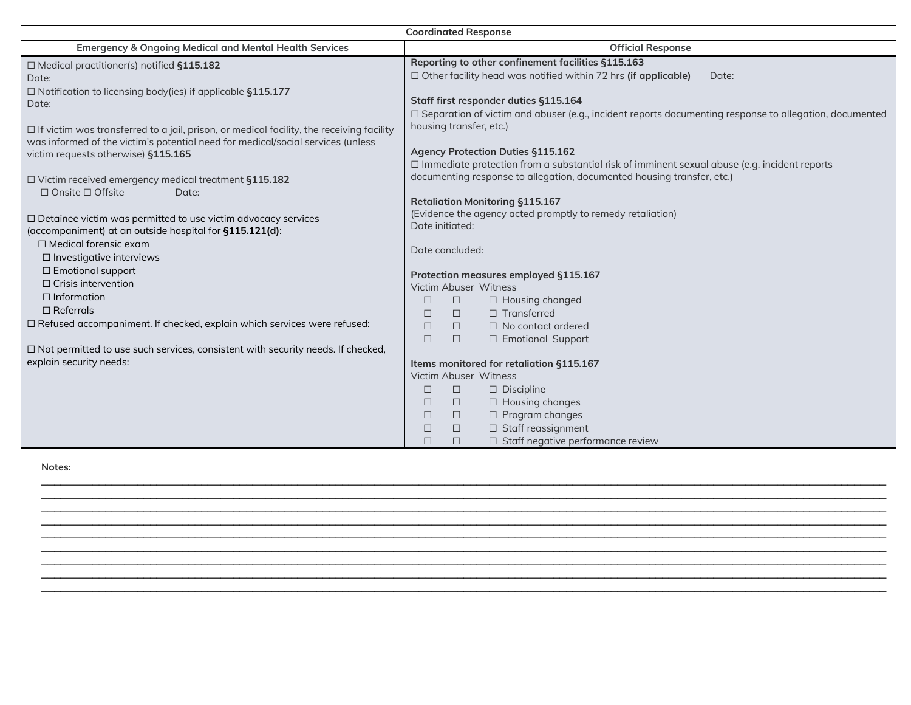| Coordinated Response | |
|---|---|
| **Emergency & Ongoing Medical and Mental Health Services** | **Official Response** |
| ☐ Medical practitioner(s) notified **§115.182**<br>Date:<br>☐ Notification to licensing body(ies) if applicable **§115.177**<br>Date:<br><br>☐ If victim was transferred to a jail, prison, or medical facility, the receiving facility was informed of the victim's potential need for medical/social services (unless victim requests otherwise) **§115.165**<br><br>☐ Victim received emergency medical treatment **§115.182**<br>☐ Onsite ☐ Offsite Date:<br><br>☐ Detainee victim was permitted to use victim advocacy services (accompaniment) at an outside hospital for **§115.121(d)**:<br>☐ Medical forensic exam<br>☐ Investigative interviews<br>☐ Emotional support<br>☐ Crisis intervention<br>☐ Information<br>☐ Referrals<br>☐ Refused accompaniment. If checked, explain which services were refused:<br><br>☐ Not permitted to use such services, consistent with security needs. If checked, explain security needs: | **Reporting to other confinement facilities §115.163**<br>☐ Other facility head was notified within 72 hrs **(if applicable)** Date:<br><br>**Staff first responder duties §115.164**<br>☐ Separation of victim and abuser (e.g., incident reports documenting response to allegation, documented housing transfer, etc.)<br><br>**Agency Protection Duties §115.162**<br>☐ Immediate protection from a substantial risk of imminent sexual abuse (e.g. incident reports documenting response to allegation, documented housing transfer, etc.)<br><br>**Retaliation Monitoring §115.167**<br>(Evidence the agency acted promptly to remedy retaliation)<br>Date initiated:<br><br>Date concluded:<br><br>**Protection measures employed §115.167**<br>Victim Abuser Witness<br>☐ ☐ ☐ Housing changed<br>☐ ☐ ☐ Transferred<br>☐ ☐ ☐ No contact ordered<br>☐ ☐ ☐ Emotional Support<br><br>**Items monitored for retaliation §115.167**<br>Victim Abuser Witness<br>☐ ☐ ☐ Discipline<br>☐ ☐ ☐ Housing changes<br>☐ ☐ ☐ Program changes<br>☐ ☐ ☐ Staff reassignment<br>☐ ☐ ☐ Staff negative performance review |

**Notes:**

______________________________________________________________________________

______________________________________________________________________________

______________________________________________________________________________

______________________________________________________________________________

______________________________________________________________________________

______________________________________________________________________________

______________________________________________________________________________

______________________________________________________________________________

______________________________________________________________________________